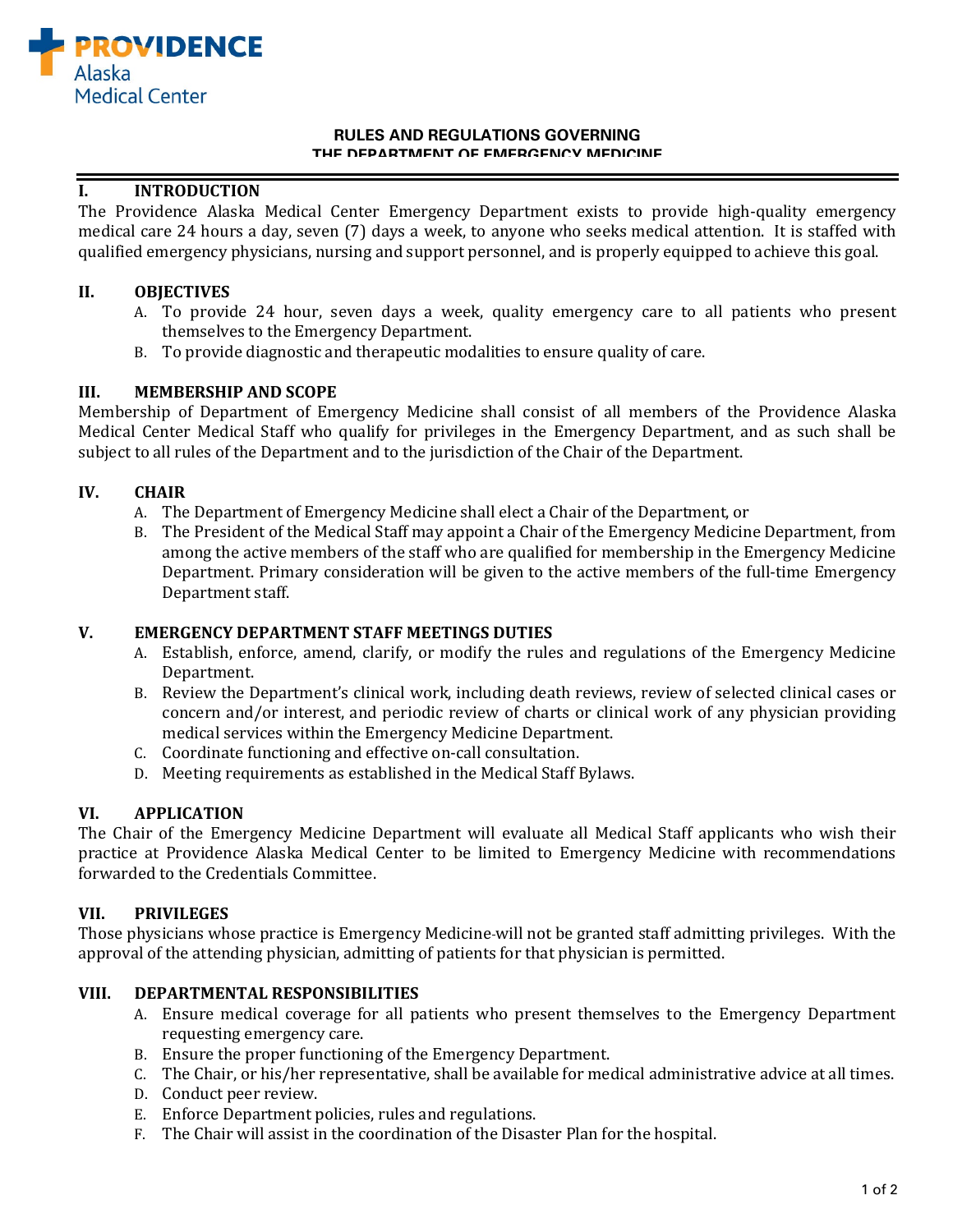PROVIDENCE
Alaska
Medical Center

# RULES AND REGULATIONS GOVERNING THE DEPARTMENT OF EMERGENCY MEDICINE

## I. INTRODUCTION

The Providence Alaska Medical Center Emergency Department exists to provide high-quality emergency medical care 24 hours a day, seven (7) days a week, to anyone who seeks medical attention. It is staffed with qualified emergency physicians, nursing and support personnel, and is properly equipped to achieve this goal.

## II. OBJECTIVES

A. To provide 24 hour, seven days a week, quality emergency care to all patients who present themselves to the Emergency Department.
B. To provide diagnostic and therapeutic modalities to ensure quality of care.

## III. MEMBERSHIP AND SCOPE

Membership of Department of Emergency Medicine shall consist of all members of the Providence Alaska Medical Center Medical Staff who qualify for privileges in the Emergency Department, and as such shall be subject to all rules of the Department and to the jurisdiction of the Chair of the Department.

## IV. CHAIR

A. The Department of Emergency Medicine shall elect a Chair of the Department, or
B. The President of the Medical Staff may appoint a Chair of the Emergency Medicine Department, from among the active members of the staff who are qualified for membership in the Emergency Medicine Department. Primary consideration will be given to the active members of the full-time Emergency Department staff.

## V. EMERGENCY DEPARTMENT STAFF MEETINGS DUTIES

A. Establish, enforce, amend, clarify, or modify the rules and regulations of the Emergency Medicine Department.
B. Review the Department's clinical work, including death reviews, review of selected clinical cases or concern and/or interest, and periodic review of charts or clinical work of any physician providing medical services within the Emergency Medicine Department.
C. Coordinate functioning and effective on-call consultation.
D. Meeting requirements as established in the Medical Staff Bylaws.

## VI. APPLICATION

The Chair of the Emergency Medicine Department will evaluate all Medical Staff applicants who wish their practice at Providence Alaska Medical Center to be limited to Emergency Medicine with recommendations forwarded to the Credentials Committee.

## VII. PRIVILEGES

Those physicians whose practice is Emergency Medicine will not be granted staff admitting privileges. With the approval of the attending physician, admitting of patients for that physician is permitted.

## VIII. DEPARTMENTAL RESPONSIBILITIES

A. Ensure medical coverage for all patients who present themselves to the Emergency Department requesting emergency care.
B. Ensure the proper functioning of the Emergency Department.
C. The Chair, or his/her representative, shall be available for medical administrative advice at all times.
D. Conduct peer review.
E. Enforce Department policies, rules and regulations.
F. The Chair will assist in the coordination of the Disaster Plan for the hospital.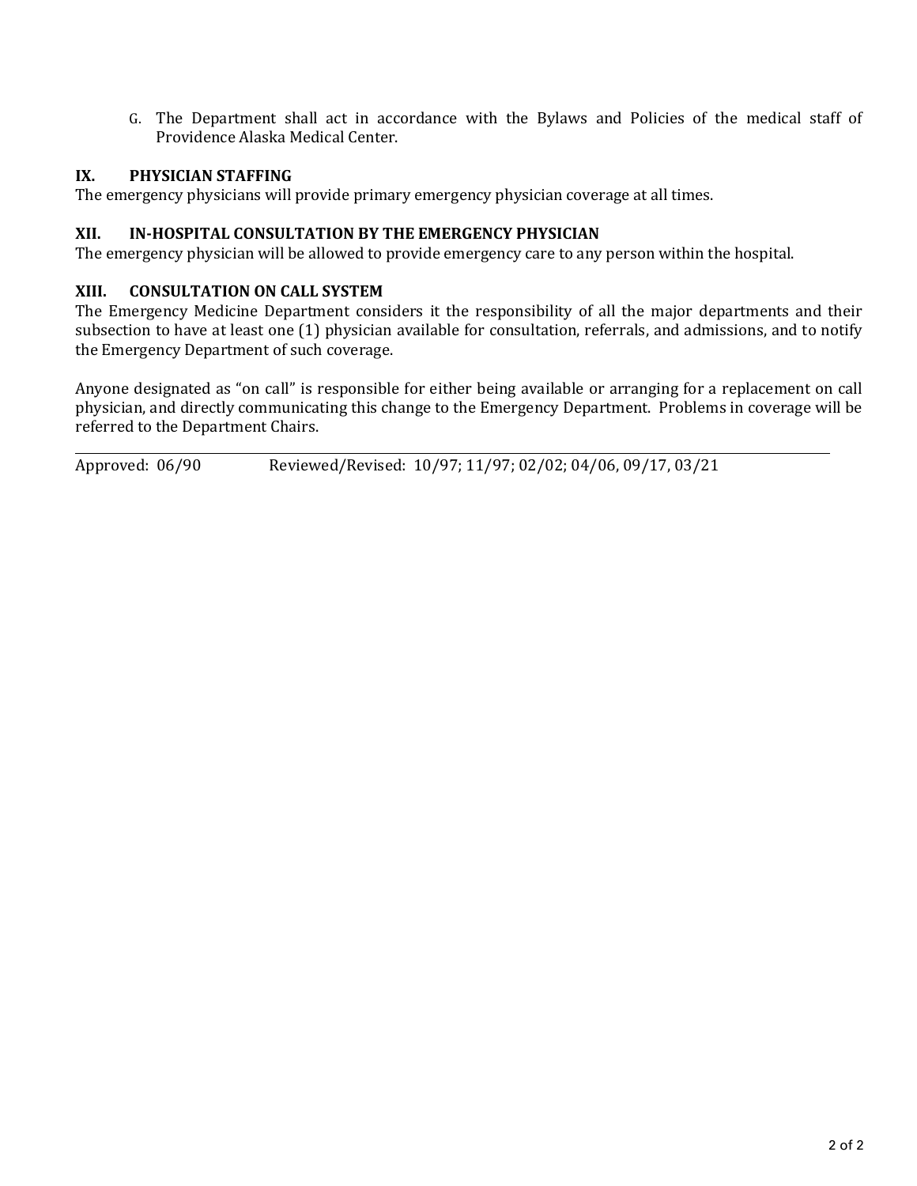G. The Department shall act in accordance with the Bylaws and Policies of the medical staff of Providence Alaska Medical Center.

## IX. PHYSICIAN STAFFING

The emergency physicians will provide primary emergency physician coverage at all times.

## XII. IN-HOSPITAL CONSULTATION BY THE EMERGENCY PHYSICIAN

The emergency physician will be allowed to provide emergency care to any person within the hospital.

## XIII. CONSULTATION ON CALL SYSTEM

The Emergency Medicine Department considers it the responsibility of all the major departments and their subsection to have at least one (1) physician available for consultation, referrals, and admissions, and to notify the Emergency Department of such coverage.

Anyone designated as "on call" is responsible for either being available or arranging for a replacement on call physician, and directly communicating this change to the Emergency Department. Problems in coverage will be referred to the Department Chairs.

---

Approved: 06/90 Reviewed/Revised: 10/97; 11/97; 02/02; 04/06, 09/17, 03/21